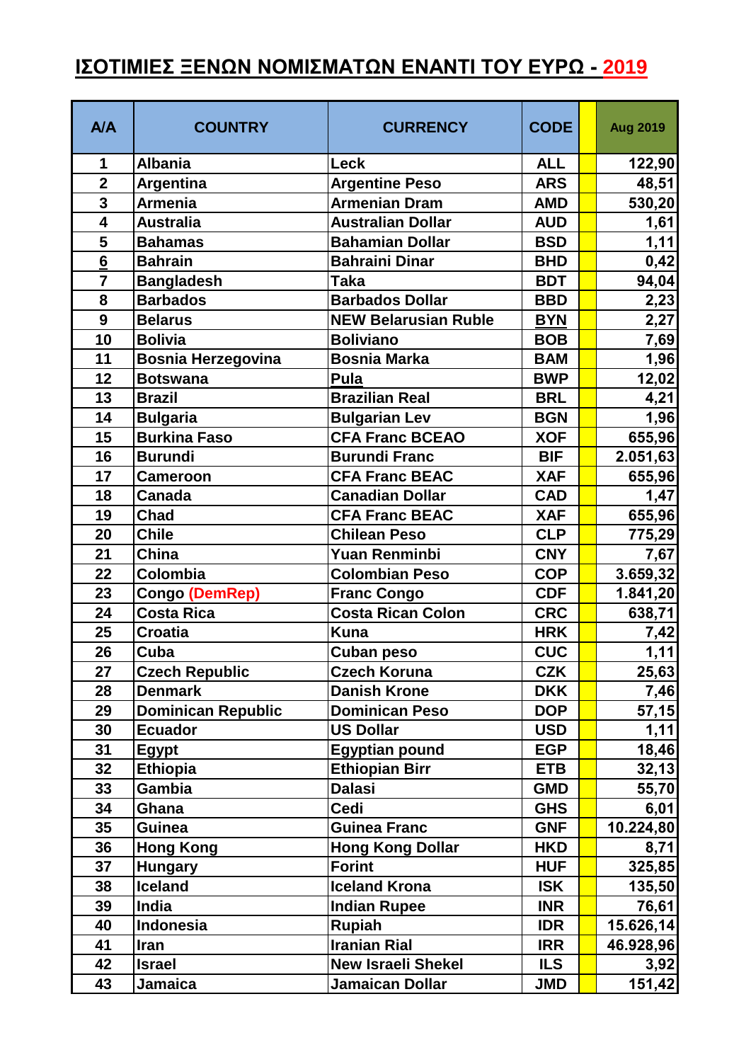# ΙΣΟΤΙΜΙΕΣ ΞΕΝΩΝ ΝΟΜΙΣΜΑΤΩΝ ΕΝΑΝΤΙ ΤΟΥ ΕΥΡΩ - 2019

| A/A | COUNTRY | CURRENCY | CODE | | Aug 2019 |
|---|---|---|---|---|---|
| 1 | Albania | Leck | ALL | | 122,90 |
| 2 | Argentina | Argentine Peso | ARS | | 48,51 |
| 3 | Armenia | Armenian Dram | AMD | | 530,20 |
| 4 | Australia | Australian Dollar | AUD | | 1,61 |
| 5 | Bahamas | Bahamian Dollar | BSD | | 1,11 |
| 6 | Bahrain | Bahraini Dinar | BHD | | 0,42 |
| 7 | Bangladesh | Taka | BDT | | 94,04 |
| 8 | Barbados | Barbados Dollar | BBD | | 2,23 |
| 9 | Belarus | NEW Belarusian Ruble | BYN | | 2,27 |
| 10 | Bolivia | Boliviano | BOB | | 7,69 |
| 11 | Bosnia Herzegovina | Bosnia Marka | BAM | | 1,96 |
| 12 | Botswana | Pula | BWP | | 12,02 |
| 13 | Brazil | Brazilian Real | BRL | | 4,21 |
| 14 | Bulgaria | Bulgarian Lev | BGN | | 1,96 |
| 15 | Burkina Faso | CFA Franc BCEAO | XOF | | 655,96 |
| 16 | Burundi | Burundi Franc | BIF | | 2.051,63 |
| 17 | Cameroon | CFA Franc BEAC | XAF | | 655,96 |
| 18 | Canada | Canadian Dollar | CAD | | 1,47 |
| 19 | Chad | CFA Franc BEAC | XAF | | 655,96 |
| 20 | Chile | Chilean Peso | CLP | | 775,29 |
| 21 | China | Yuan Renminbi | CNY | | 7,67 |
| 22 | Colombia | Colombian Peso | COP | | 3.659,32 |
| 23 | Congo (DemRep) | Franc Congo | CDF | | 1.841,20 |
| 24 | Costa Rica | Costa Rican Colon | CRC | | 638,71 |
| 25 | Croatia | Kuna | HRK | | 7,42 |
| 26 | Cuba | Cuban peso | CUC | | 1,11 |
| 27 | Czech Republic | Czech Koruna | CZK | | 25,63 |
| 28 | Denmark | Danish Krone | DKK | | 7,46 |
| 29 | Dominican Republic | Dominican Peso | DOP | | 57,15 |
| 30 | Ecuador | US Dollar | USD | | 1,11 |
| 31 | Egypt | Egyptian pound | EGP | | 18,46 |
| 32 | Ethiopia | Ethiopian Birr | ETB | | 32,13 |
| 33 | Gambia | Dalasi | GMD | | 55,70 |
| 34 | Ghana | Cedi | GHS | | 6,01 |
| 35 | Guinea | Guinea Franc | GNF | | 10.224,80 |
| 36 | Hong Kong | Hong Kong Dollar | HKD | | 8,71 |
| 37 | Hungary | Forint | HUF | | 325,85 |
| 38 | Iceland | Iceland Krona | ISK | | 135,50 |
| 39 | India | Indian Rupee | INR | | 76,61 |
| 40 | Indonesia | Rupiah | IDR | | 15.626,14 |
| 41 | Iran | Iranian Rial | IRR | | 46.928,96 |
| 42 | Israel | New Israeli Shekel | ILS | | 3,92 |
| 43 | Jamaica | Jamaican Dollar | JMD | | 151,42 |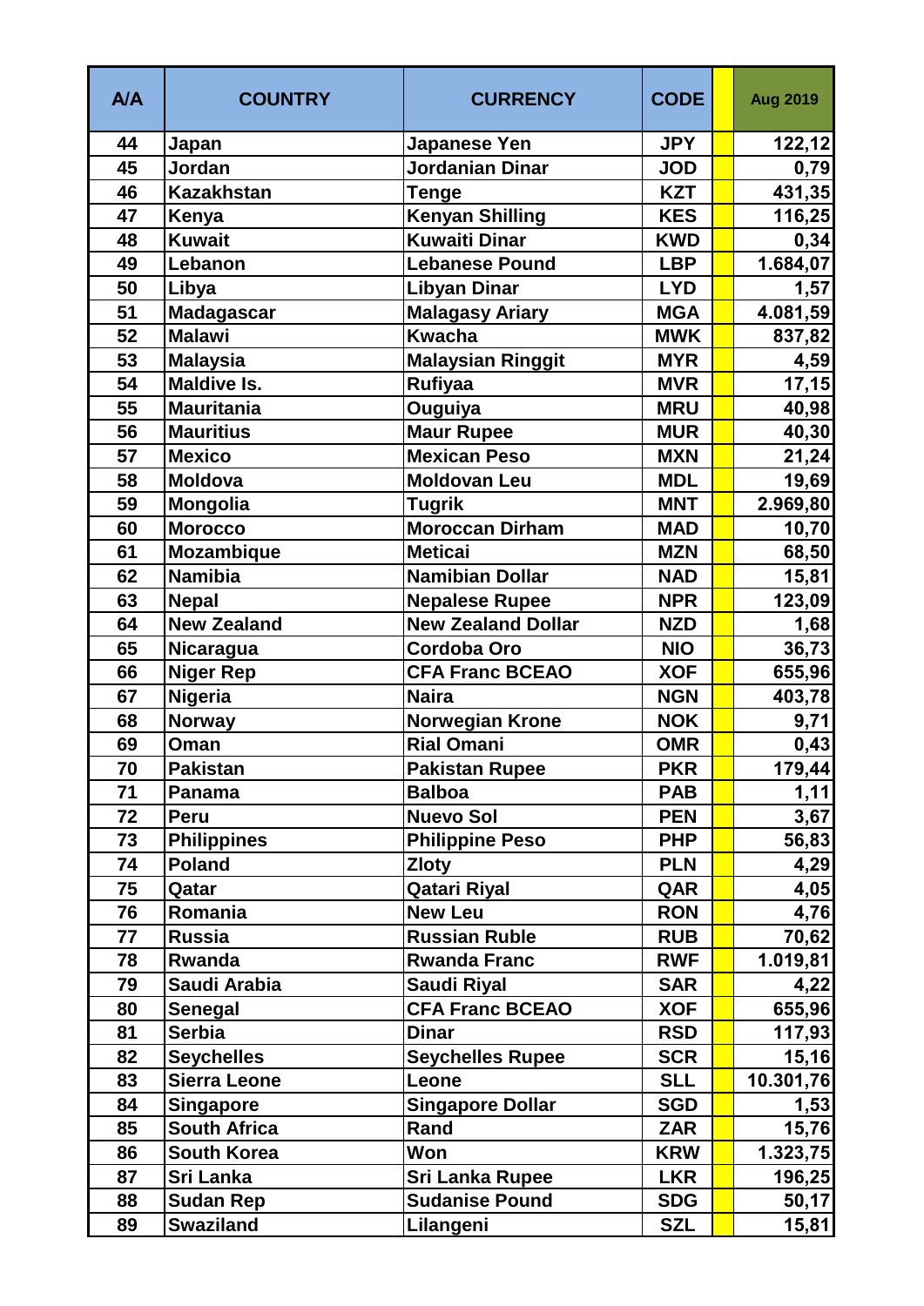| A/A | COUNTRY | CURRENCY | CODE | | Aug 2019 |
|---|---|---|---|---|---|
| 44 | Japan | Japanese Yen | JPY | | 122,12 |
| 45 | Jordan | Jordanian Dinar | JOD | | 0,79 |
| 46 | Kazakhstan | Tenge | KZT | | 431,35 |
| 47 | Kenya | Kenyan Shilling | KES | | 116,25 |
| 48 | Kuwait | Kuwaiti Dinar | KWD | | 0,34 |
| 49 | Lebanon | Lebanese Pound | LBP | | 1.684,07 |
| 50 | Libya | Libyan Dinar | LYD | | 1,57 |
| 51 | Madagascar | Malagasy Ariary | MGA | | 4.081,59 |
| 52 | Malawi | Kwacha | MWK | | 837,82 |
| 53 | Malaysia | Malaysian Ringgit | MYR | | 4,59 |
| 54 | Maldive Is. | Rufiyaa | MVR | | 17,15 |
| 55 | Mauritania | Ouguiya | MRU | | 40,98 |
| 56 | Mauritius | Maur Rupee | MUR | | 40,30 |
| 57 | Mexico | Mexican Peso | MXN | | 21,24 |
| 58 | Moldova | Moldovan Leu | MDL | | 19,69 |
| 59 | Mongolia | Tugrik | MNT | | 2.969,80 |
| 60 | Morocco | Moroccan Dirham | MAD | | 10,70 |
| 61 | Mozambique | Meticai | MZN | | 68,50 |
| 62 | Namibia | Namibian Dollar | NAD | | 15,81 |
| 63 | Nepal | Nepalese Rupee | NPR | | 123,09 |
| 64 | New Zealand | New Zealand Dollar | NZD | | 1,68 |
| 65 | Nicaragua | Cordoba Oro | NIO | | 36,73 |
| 66 | Niger Rep | CFA Franc BCEAO | XOF | | 655,96 |
| 67 | Nigeria | Naira | NGN | | 403,78 |
| 68 | Norway | Norwegian Krone | NOK | | 9,71 |
| 69 | Oman | Rial Omani | OMR | | 0,43 |
| 70 | Pakistan | Pakistan Rupee | PKR | | 179,44 |
| 71 | Panama | Balboa | PAB | | 1,11 |
| 72 | Peru | Nuevo Sol | PEN | | 3,67 |
| 73 | Philippines | Philippine Peso | PHP | | 56,83 |
| 74 | Poland | Zloty | PLN | | 4,29 |
| 75 | Qatar | Qatari Riyal | QAR | | 4,05 |
| 76 | Romania | New Leu | RON | | 4,76 |
| 77 | Russia | Russian Ruble | RUB | | 70,62 |
| 78 | Rwanda | Rwanda Franc | RWF | | 1.019,81 |
| 79 | Saudi Arabia | Saudi Riyal | SAR | | 4,22 |
| 80 | Senegal | CFA Franc BCEAO | XOF | | 655,96 |
| 81 | Serbia | Dinar | RSD | | 117,93 |
| 82 | Seychelles | Seychelles Rupee | SCR | | 15,16 |
| 83 | Sierra Leone | Leone | SLL | | 10.301,76 |
| 84 | Singapore | Singapore Dollar | SGD | | 1,53 |
| 85 | South Africa | Rand | ZAR | | 15,76 |
| 86 | South Korea | Won | KRW | | 1.323,75 |
| 87 | Sri Lanka | Sri Lanka Rupee | LKR | | 196,25 |
| 88 | Sudan Rep | Sudanise Pound | SDG | | 50,17 |
| 89 | Swaziland | Lilangeni | SZL | | 15,81 |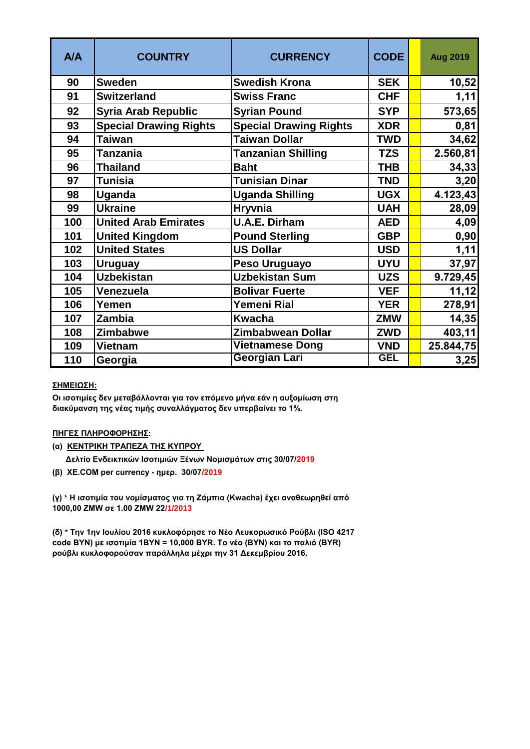| A/A | COUNTRY | CURRENCY | CODE | | Aug 2019 |
|---|---|---|---|---|---|
| 90 | Sweden | Swedish Krona | SEK | | 10,52 |
| 91 | Switzerland | Swiss Franc | CHF | | 1,11 |
| 92 | Syria Arab Republic | Syrian Pound | SYP | | 573,65 |
| 93 | Special Drawing Rights | Special Drawing Rights | XDR | | 0,81 |
| 94 | Taiwan | Taiwan Dollar | TWD | | 34,62 |
| 95 | Tanzania | Tanzanian Shilling | TZS | | 2.560,81 |
| 96 | Thailand | Baht | THB | | 34,33 |
| 97 | Tunisia | Tunisian Dinar | TND | | 3,20 |
| 98 | Uganda | Uganda Shilling | UGX | | 4.123,43 |
| 99 | Ukraine | Hryvnia | UAH | | 28,09 |
| 100 | United Arab Emirates | U.A.E. Dirham | AED | | 4,09 |
| 101 | United Kingdom | Pound Sterling | GBP | | 0,90 |
| 102 | United States | US Dollar | USD | | 1,11 |
| 103 | Uruguay | Peso Uruguayo | UYU | | 37,97 |
| 104 | Uzbekistan | Uzbekistan Sum | UZS | | 9.729,45 |
| 105 | Venezuela | Bolivar Fuerte | VEF | | 11,12 |
| 106 | Yemen | Yemeni Rial | YER | | 278,91 |
| 107 | Zambia | Kwacha | ZMW | | 14,35 |
| 108 | Zimbabwe | Zimbabwean Dollar | ZWD | | 403,11 |
| 109 | Vietnam | Vietnamese Dong | VND | | 25.844,75 |
| 110 | Georgia | Georgian Lari | GEL | | 3,25 |

**ΣΗΜΕΙΩΣΗ:**

**Οι ισοτιμίες δεν μεταβάλλονται για τον επόμενο μήνα εάν η αυξομίωση στη διακύμανση της νέας τιμής συναλλάγματος δεν υπερβαίνει το 1%.**

**ΠΗΓΕΣ ΠΛΗΡΟΦΟΡΗΣΗΣ:**

**(α) ΚΕΝΤΡΙΚΗ ΤΡΑΠΕΖΑ ΤΗΣ ΚΥΠΡΟΥ**

**Δελτίο Ενδεικτικών Ισοτιμιών Ξένων Νομισμάτων στις 30/07/2019**

**(β) XE.COM per currency - ημερ. 30/07/2019**

**(γ) * Η ισοτιμία του νομίσματος για τη Ζάμπια (Kwacha) έχει αναθεωρηθεί από 1000,00 ZMW σε 1.00 ZMW 22/1/2013**

**(δ) * Την 1ην Ιουλίου 2016 κυκλοφόρησε το Νέο Λευκορωσικό Ρούβλι (ISO 4217 code BYN) με ισοτιμία 1BYN = 10,000 BYR. Το νέο (BYN) και το παλιό (BYR) ρούβλι κυκλοφορούσαν παράλληλα μέχρι την 31 Δεκεμβρίου 2016.**